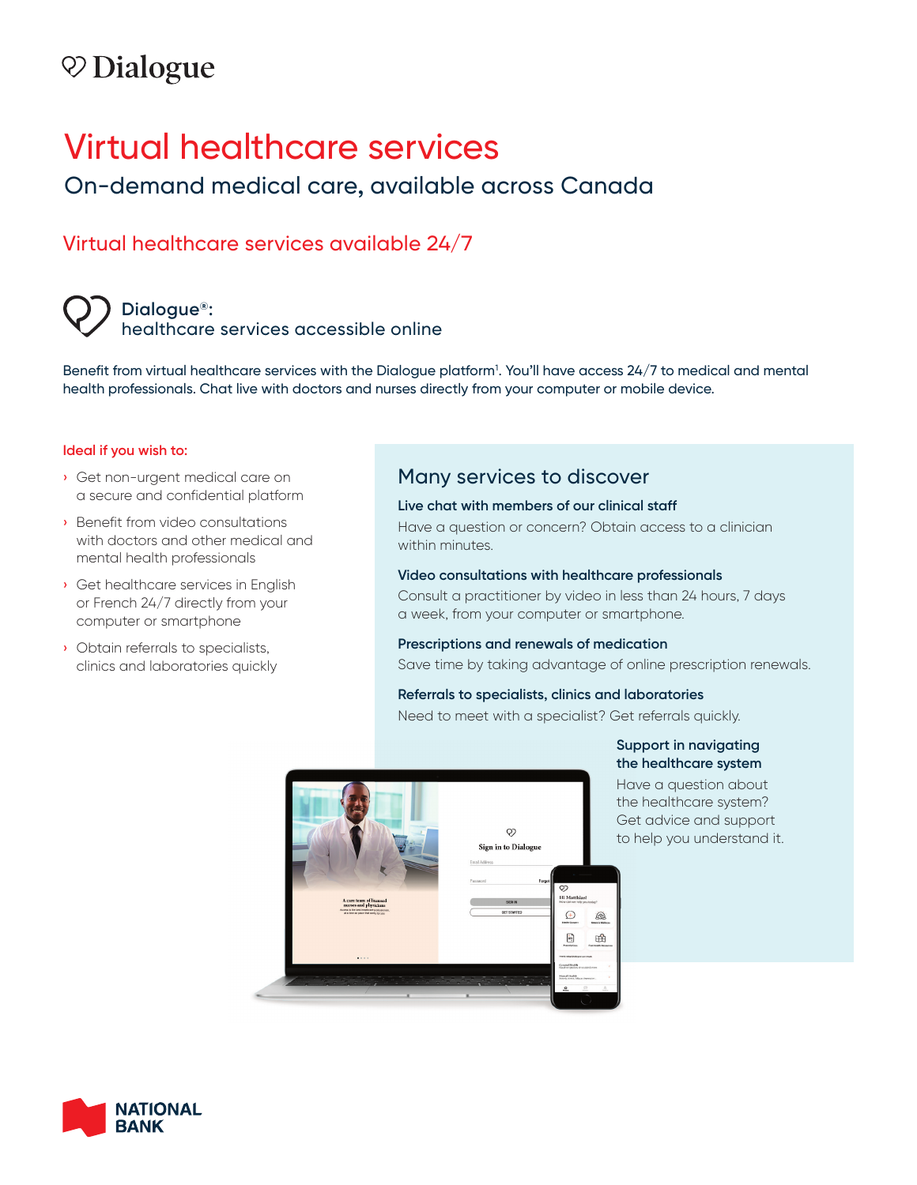Dialogue

# Virtual healthcare services

## On-demand medical care, available across Canada

## Virtual healthcare services available 24/7

### Dialogue®: healthcare services accessible online

Benefit from virtual healthcare services with the Dialogue platform[1]. You'll have access 24/7 to medical and mental health professionals. Chat live with doctors and nurses directly from your computer or mobile device.

**Ideal if you wish to:**

- Get non-urgent medical care on a secure and confidential platform
- Benefit from video consultations with doctors and other medical and mental health professionals
- Get healthcare services in English or French 24/7 directly from your computer or smartphone
- Obtain referrals to specialists, clinics and laboratories quickly

## Many services to discover

**Live chat with members of our clinical staff**

Have a question or concern? Obtain access to a clinician within minutes.

**Video consultations with healthcare professionals**

Consult a practitioner by video in less than 24 hours, 7 days a week, from your computer or smartphone.

**Prescriptions and renewals of medication**

Save time by taking advantage of online prescription renewals.

**Referrals to specialists, clinics and laboratories**

Need to meet with a specialist? Get referrals quickly.

**Support in navigating the healthcare system**

Have a question about the healthcare system? Get advice and support to help you understand it.

NATIONAL BANK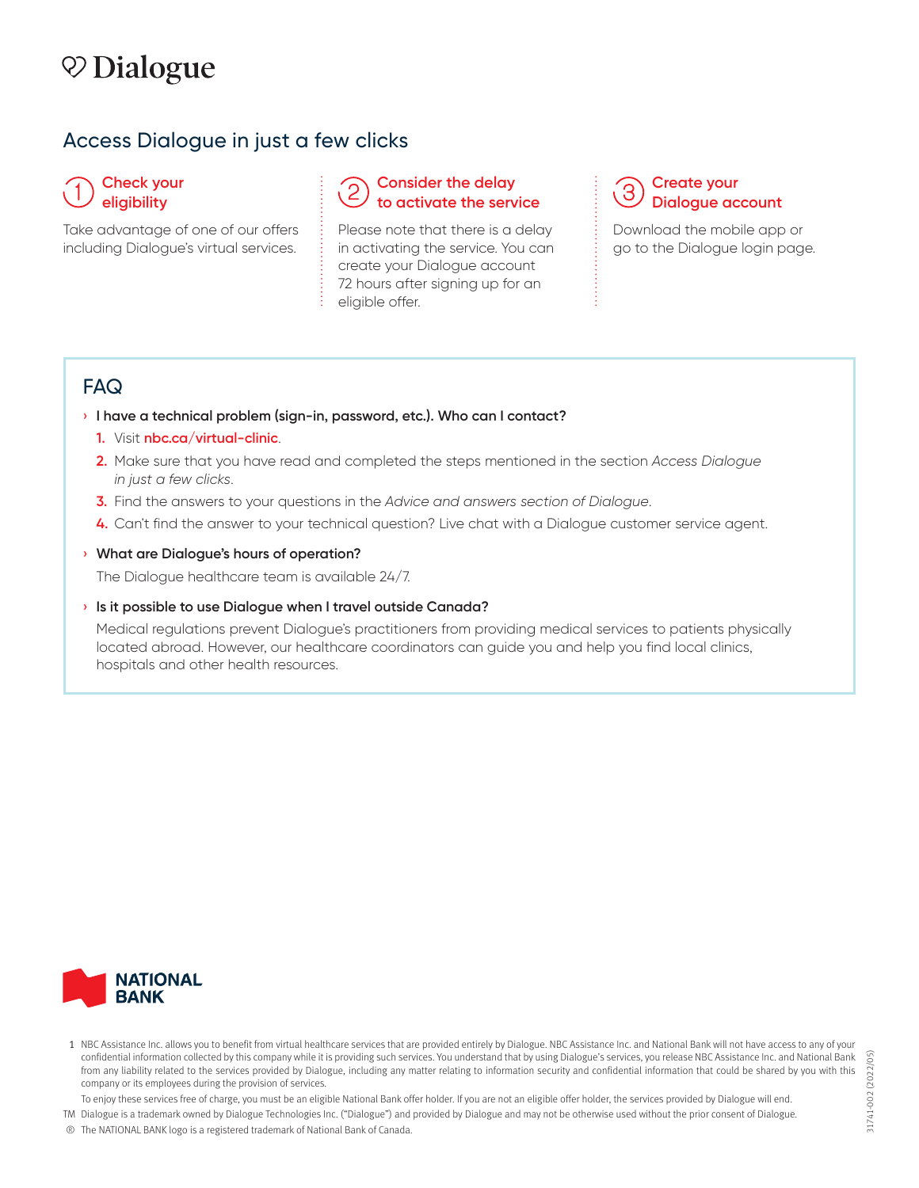# Dialogue

## Access Dialogue in just a few clicks

### 1 Check your eligibility

Take advantage of one of our offers including Dialogue's virtual services.

### 2 Consider the delay to activate the service

Please note that there is a delay in activating the service. You can create your Dialogue account 72 hours after signing up for an eligible offer.

### 3 Create your Dialogue account

Download the mobile app or go to the Dialogue login page.

## FAQ

› **I have a technical problem (sign-in, password, etc.). Who can I contact?**

1. Visit **nbc.ca/virtual-clinic**.
2. Make sure that you have read and completed the steps mentioned in the section *Access Dialogue in just a few clicks*.
3. Find the answers to your questions in the *Advice and answers section of Dialogue*.
4. Can't find the answer to your technical question? Live chat with a Dialogue customer service agent.

› **What are Dialogue's hours of operation?**

The Dialogue healthcare team is available 24/7.

› **Is it possible to use Dialogue when I travel outside Canada?**

Medical regulations prevent Dialogue's practitioners from providing medical services to patients physically located abroad. However, our healthcare coordinators can guide you and help you find local clinics, hospitals and other health resources.

NATIONAL BANK

1 NBC Assistance Inc. allows you to benefit from virtual healthcare services that are provided entirely by Dialogue. NBC Assistance Inc. and National Bank will not have access to any of your confidential information collected by this company while it is providing such services. You understand that by using Dialogue's services, you release NBC Assistance Inc. and National Bank from any liability related to the services provided by Dialogue, including any matter relating to information security and confidential information that could be shared by you with this company or its employees during the provision of services.

To enjoy these services free of charge, you must be an eligible National Bank offer holder. If you are not an eligible offer holder, the services provided by Dialogue will end.

TM Dialogue is a trademark owned by Dialogue Technologies Inc. ("Dialogue") and provided by Dialogue and may not be otherwise used without the prior consent of Dialogue.

® The NATIONAL BANK logo is a registered trademark of National Bank of Canada.

31741-002 (2022/05)